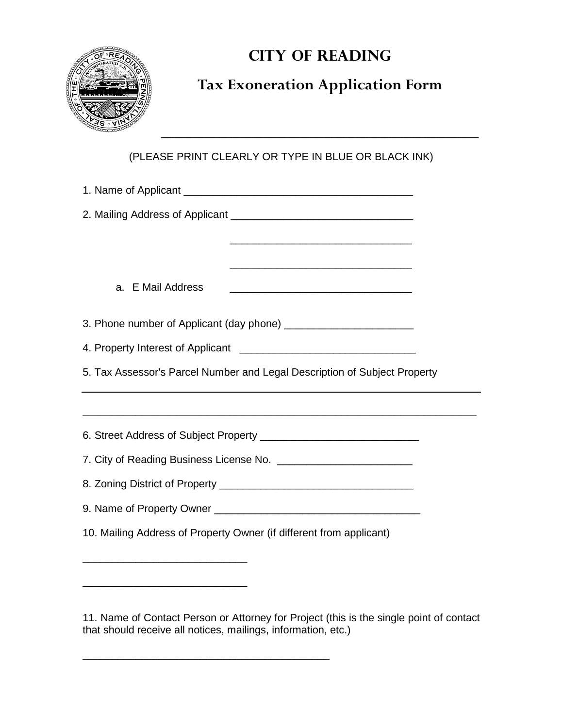# CITY OF READING

## Tax Exoneration Application Form

(PLEASE PRINT CLEARLY OR TYPE IN BLUE OR BLACK INK)

1. Name of Applicant ______________________________________

2. Mailing Address of Applicant ______________________________

   ______________________________

   ______________________________

   a. E Mail Address ______________________________

3. Phone number of Applicant (day phone) ______________________

4. Property Interest of Applicant ______________________________

5. Tax Assessor's Parcel Number and Legal Description of Subject Property

______________________________________________________________

______________________________________________________________

6. Street Address of Subject Property ___________________________

7. City of Reading Business License No. _______________________

8. Zoning District of Property _________________________________

9. Name of Property Owner ___________________________________

10. Mailing Address of Property Owner (if different from applicant)

___________________________

___________________________

11. Name of Contact Person or Attorney for Project (this is the single point of contact that should receive all notices, mailings, information, etc.)

_________________________________________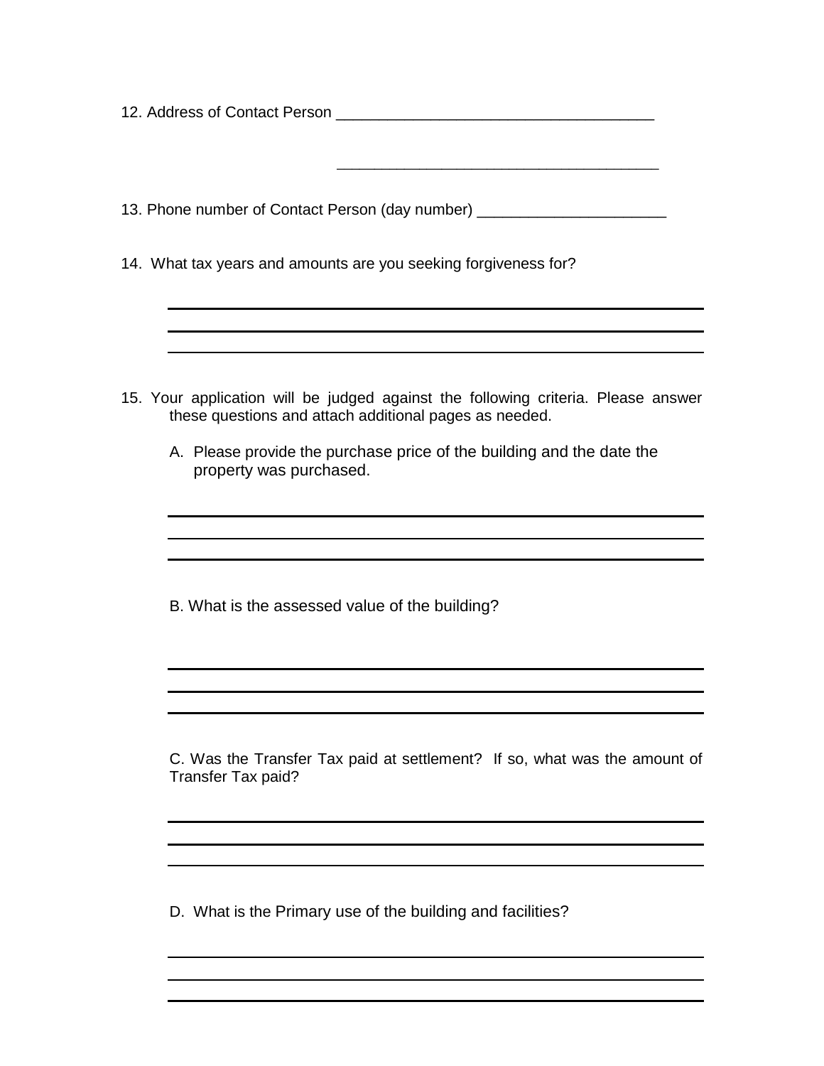12. Address of Contact Person ______________________________________

______________________________________

13. Phone number of Contact Person (day number) ______________________

14. What tax years and amounts are you seeking forgiveness for?

___________________________________________________________

___________________________________________________________

___________________________________________________________

15. Your application will be judged against the following criteria. Please answer these questions and attach additional pages as needed.

A. Please provide the purchase price of the building and the date the property was purchased.

___________________________________________________________

___________________________________________________________

___________________________________________________________

B. What is the assessed value of the building?

___________________________________________________________

___________________________________________________________

___________________________________________________________

C. Was the Transfer Tax paid at settlement? If so, what was the amount of Transfer Tax paid?

___________________________________________________________

___________________________________________________________

___________________________________________________________

D. What is the Primary use of the building and facilities?

___________________________________________________________

___________________________________________________________

___________________________________________________________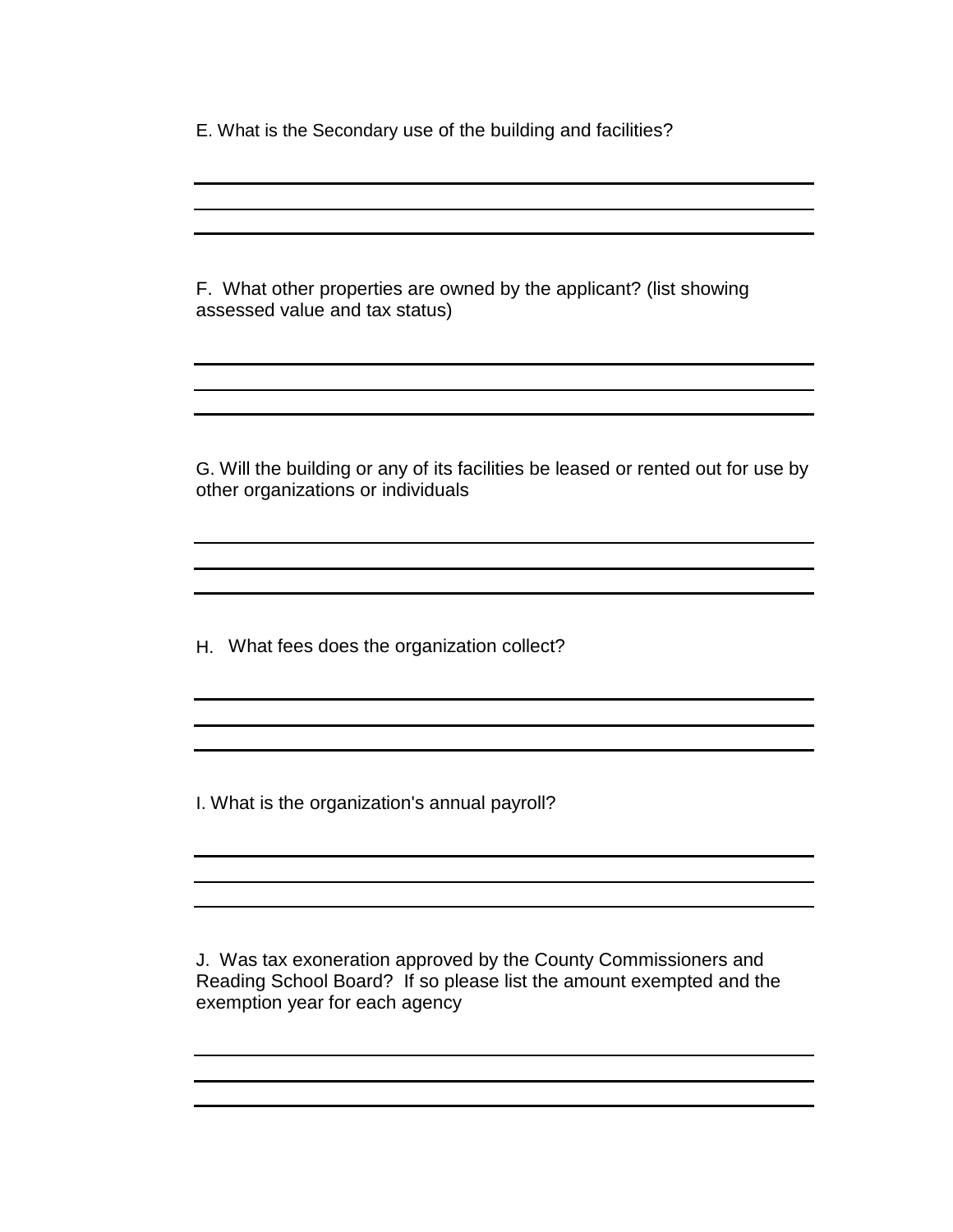E. What is the Secondary use of the building and facilities?

F. What other properties are owned by the applicant? (list showing assessed value and tax status)

G. Will the building or any of its facilities be leased or rented out for use by other organizations or individuals

H. What fees does the organization collect?

I. What is the organization's annual payroll?

J. Was tax exoneration approved by the County Commissioners and Reading School Board? If so please list the amount exempted and the exemption year for each agency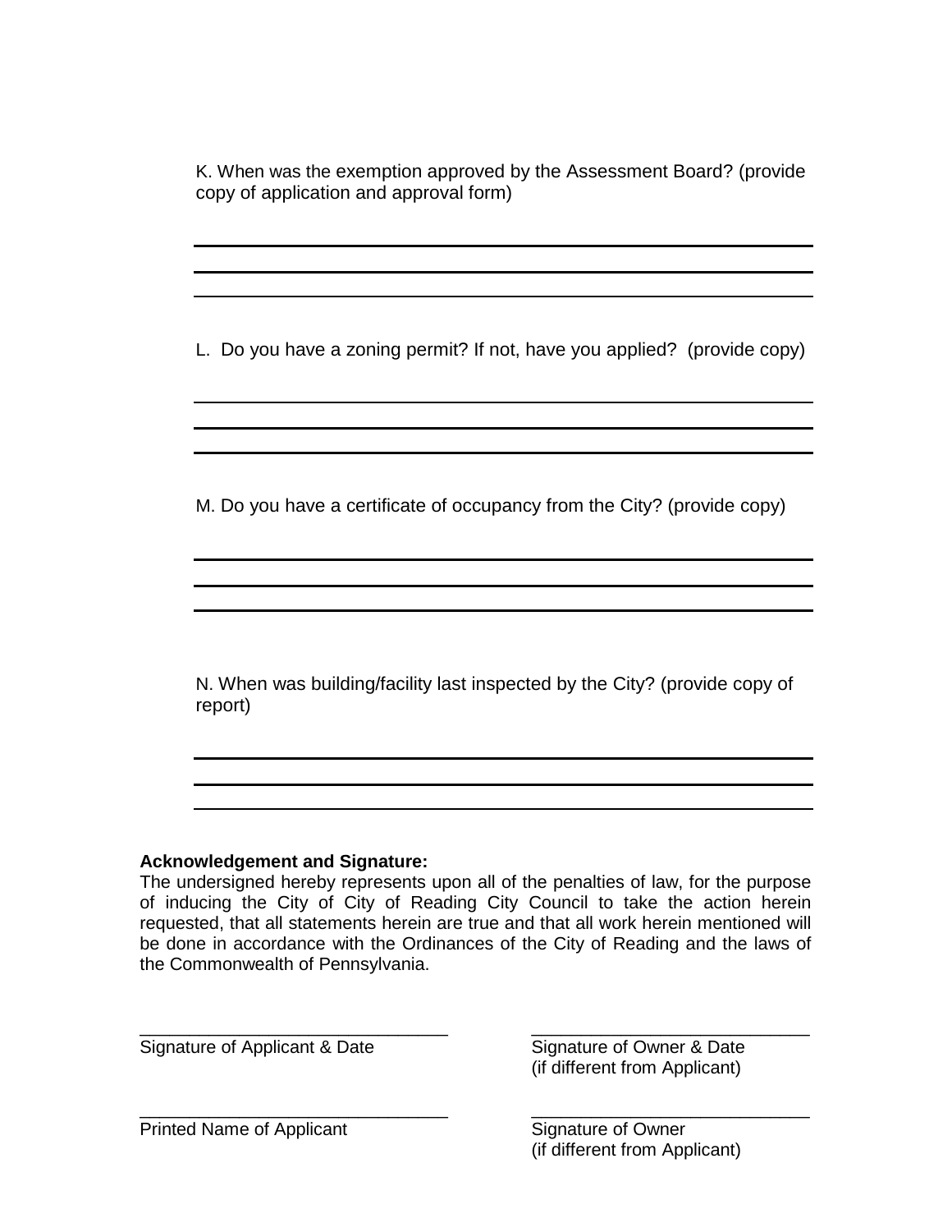K. When was the exemption approved by the Assessment Board? (provide copy of application and approval form)

L. Do you have a zoning permit? If not, have you applied? (provide copy)

M. Do you have a certificate of occupancy from the City? (provide copy)

N. When was building/facility last inspected by the City? (provide copy of report)

**Acknowledgement and Signature:**
The undersigned hereby represents upon all of the penalties of law, for the purpose of inducing the City of City of Reading City Council to take the action herein requested, that all statements herein are true and that all work herein mentioned will be done in accordance with the Ordinances of the City of Reading and the laws of the Commonwealth of Pennsylvania.

______________________________
Signature of Applicant & Date

______________________________
Signature of Owner & Date
(if different from Applicant)

______________________________
Printed Name of Applicant

______________________________
Signature of Owner
(if different from Applicant)